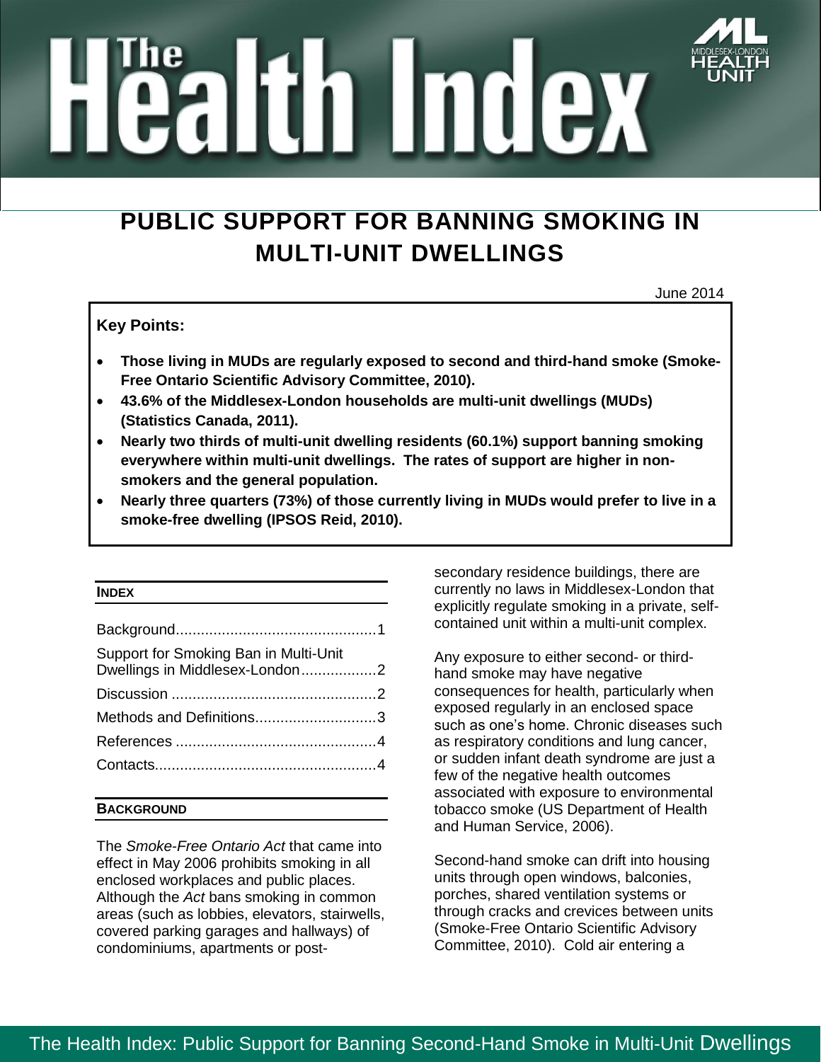# PUBLIC SUPPORT FOR BANNING SMOKING IN MULTI-UNIT DWELLINGS

June 2014

**Key Points:**

- **Those living in MUDs are regularly exposed to second and third-hand smoke (Smoke-Free Ontario Scientific Advisory Committee, 2010).**
- **43.6% of the Middlesex-London households are multi-unit dwellings (MUDs) (Statistics Canada, 2011).**
- **Nearly two thirds of multi-unit dwelling residents (60.1%) support banning smoking everywhere within multi-unit dwellings. The rates of support are higher in non-smokers and the general population.**
- **Nearly three quarters (73%) of those currently living in MUDs would prefer to live in a smoke-free dwelling (IPSOS Reid, 2010).**

## INDEX

| | |
|---|---|
| Background | 1 |
| Support for Smoking Ban in Multi-Unit Dwellings in Middlesex-London | 2 |
| Discussion | 2 |
| Methods and Definitions | 3 |
| References | 4 |
| Contacts | 4 |

## BACKGROUND

The *Smoke-Free Ontario Act* that came into effect in May 2006 prohibits smoking in all enclosed workplaces and public places. Although the *Act* bans smoking in common areas (such as lobbies, elevators, stairwells, covered parking garages and hallways) of condominiums, apartments or post-secondary residence buildings, there are currently no laws in Middlesex-London that explicitly regulate smoking in a private, self-contained unit within a multi-unit complex.

Any exposure to either second- or third-hand smoke may have negative consequences for health, particularly when exposed regularly in an enclosed space such as one's home. Chronic diseases such as respiratory conditions and lung cancer, or sudden infant death syndrome are just a few of the negative health outcomes associated with exposure to environmental tobacco smoke (US Department of Health and Human Service, 2006).

Second-hand smoke can drift into housing units through open windows, balconies, porches, shared ventilation systems or through cracks and crevices between units (Smoke-Free Ontario Scientific Advisory Committee, 2010). Cold air entering a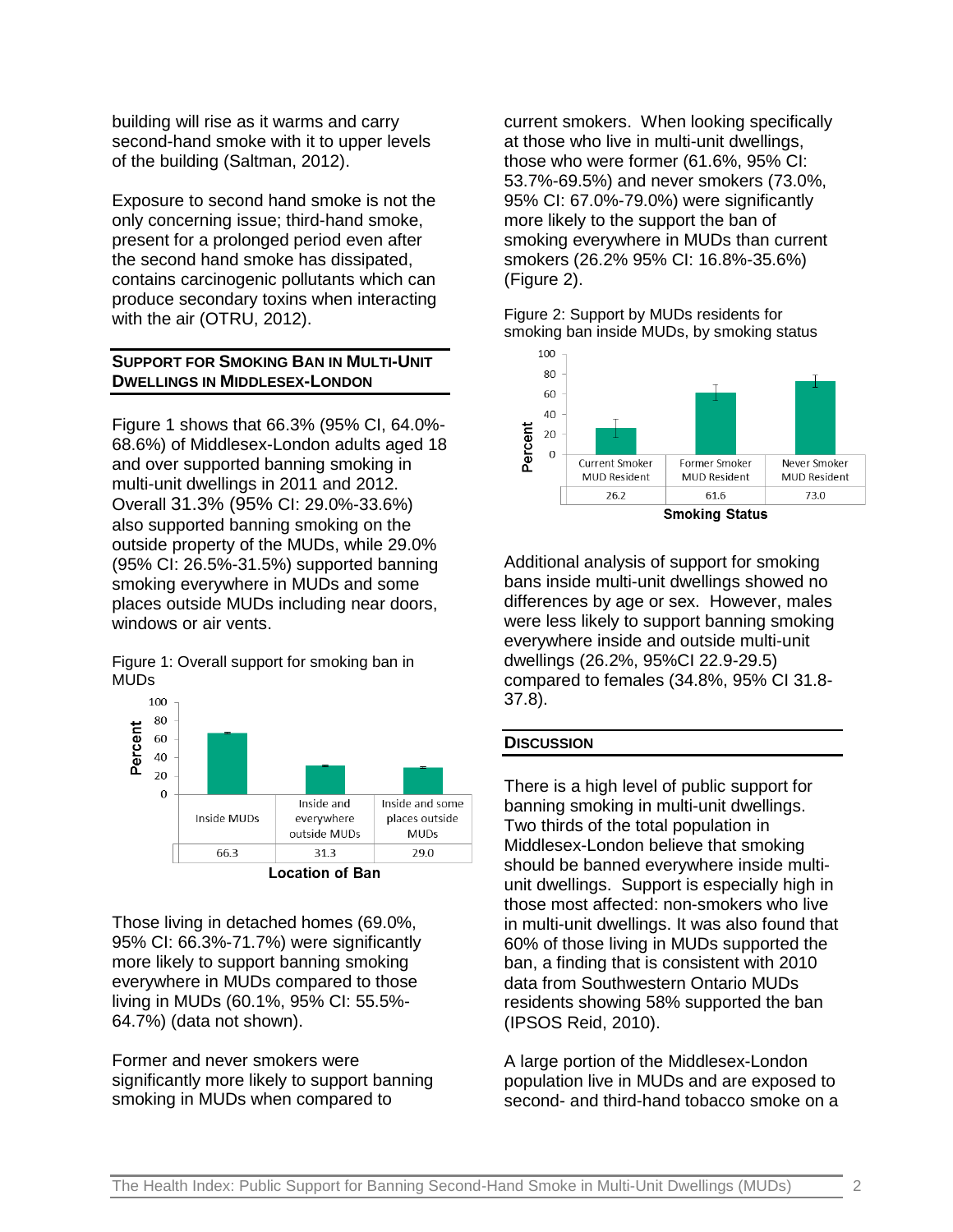building will rise as it warms and carry second-hand smoke with it to upper levels of the building (Saltman, 2012).

Exposure to second hand smoke is not the only concerning issue; third-hand smoke, present for a prolonged period even after the second hand smoke has dissipated, contains carcinogenic pollutants which can produce secondary toxins when interacting with the air (OTRU, 2012).

## Support for Smoking Ban in Multi-Unit Dwellings in Middlesex-London

Figure 1 shows that 66.3% (95% CI, 64.0%-68.6%) of Middlesex-London adults aged 18 and over supported banning smoking in multi-unit dwellings in 2011 and 2012. Overall 31.3% (95% CI: 29.0%-33.6%) also supported banning smoking on the outside property of the MUDs, while 29.0% (95% CI: 26.5%-31.5%) supported banning smoking everywhere in MUDs and some places outside MUDs including near doors, windows or air vents.

Figure 1: Overall support for smoking ban in MUDs

| Location of Ban | Inside MUDs | Inside and everywhere outside MUDs | Inside and some places outside MUDs |
|---|---|---|---|
| Percent | 66.3 | 31.3 | 29.0 |

Those living in detached homes (69.0%, 95% CI: 66.3%-71.7%) were significantly more likely to support banning smoking everywhere in MUDs compared to those living in MUDs (60.1%, 95% CI: 55.5%-64.7%) (data not shown).

Former and never smokers were significantly more likely to support banning smoking in MUDs when compared to current smokers. When looking specifically at those who live in multi-unit dwellings, those who were former (61.6%, 95% CI: 53.7%-69.5%) and never smokers (73.0%, 95% CI: 67.0%-79.0%) were significantly more likely to the support the ban of smoking everywhere in MUDs than current smokers (26.2% 95% CI: 16.8%-35.6%) (Figure 2).

Figure 2: Support by MUDs residents for smoking ban inside MUDs, by smoking status

| Smoking Status | Current Smoker MUD Resident | Former Smoker MUD Resident | Never Smoker MUD Resident |
|---|---|---|---|
| Percent | 26.2 | 61.6 | 73.0 |

Additional analysis of support for smoking bans inside multi-unit dwellings showed no differences by age or sex. However, males were less likely to support banning smoking everywhere inside and outside multi-unit dwellings (26.2%, 95%CI 22.9-29.5) compared to females (34.8%, 95% CI 31.8-37.8).

## Discussion

There is a high level of public support for banning smoking in multi-unit dwellings. Two thirds of the total population in Middlesex-London believe that smoking should be banned everywhere inside multi-unit dwellings. Support is especially high in those most affected: non-smokers who live in multi-unit dwellings. It was also found that 60% of those living in MUDs supported the ban, a finding that is consistent with 2010 data from Southwestern Ontario MUDs residents showing 58% supported the ban (IPSOS Reid, 2010).

A large portion of the Middlesex-London population live in MUDs and are exposed to second- and third-hand tobacco smoke on a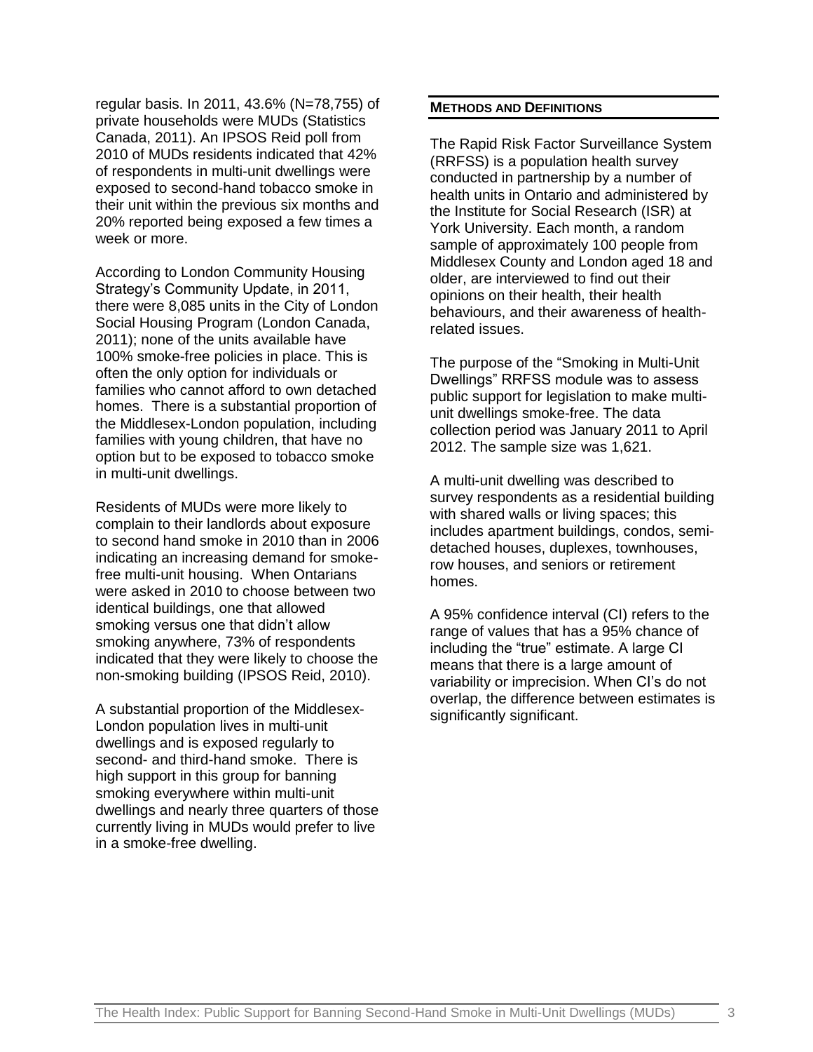regular basis. In 2011, 43.6% (N=78,755) of private households were MUDs (Statistics Canada, 2011). An IPSOS Reid poll from 2010 of MUDs residents indicated that 42% of respondents in multi-unit dwellings were exposed to second-hand tobacco smoke in their unit within the previous six months and 20% reported being exposed a few times a week or more.

According to London Community Housing Strategy's Community Update, in 2011, there were 8,085 units in the City of London Social Housing Program (London Canada, 2011); none of the units available have 100% smoke-free policies in place. This is often the only option for individuals or families who cannot afford to own detached homes. There is a substantial proportion of the Middlesex-London population, including families with young children, that have no option but to be exposed to tobacco smoke in multi-unit dwellings.

Residents of MUDs were more likely to complain to their landlords about exposure to second hand smoke in 2010 than in 2006 indicating an increasing demand for smoke-free multi-unit housing. When Ontarians were asked in 2010 to choose between two identical buildings, one that allowed smoking versus one that didn't allow smoking anywhere, 73% of respondents indicated that they were likely to choose the non-smoking building (IPSOS Reid, 2010).

A substantial proportion of the Middlesex-London population lives in multi-unit dwellings and is exposed regularly to second- and third-hand smoke. There is high support in this group for banning smoking everywhere within multi-unit dwellings and nearly three quarters of those currently living in MUDs would prefer to live in a smoke-free dwelling.

## METHODS AND DEFINITIONS

The Rapid Risk Factor Surveillance System (RRFSS) is a population health survey conducted in partnership by a number of health units in Ontario and administered by the Institute for Social Research (ISR) at York University. Each month, a random sample of approximately 100 people from Middlesex County and London aged 18 and older, are interviewed to find out their opinions on their health, their health behaviours, and their awareness of health-related issues.

The purpose of the "Smoking in Multi-Unit Dwellings" RRFSS module was to assess public support for legislation to make multi-unit dwellings smoke-free. The data collection period was January 2011 to April 2012. The sample size was 1,621.

A multi-unit dwelling was described to survey respondents as a residential building with shared walls or living spaces; this includes apartment buildings, condos, semi-detached houses, duplexes, townhouses, row houses, and seniors or retirement homes.

A 95% confidence interval (CI) refers to the range of values that has a 95% chance of including the "true" estimate. A large CI means that there is a large amount of variability or imprecision. When CI's do not overlap, the difference between estimates is significantly significant.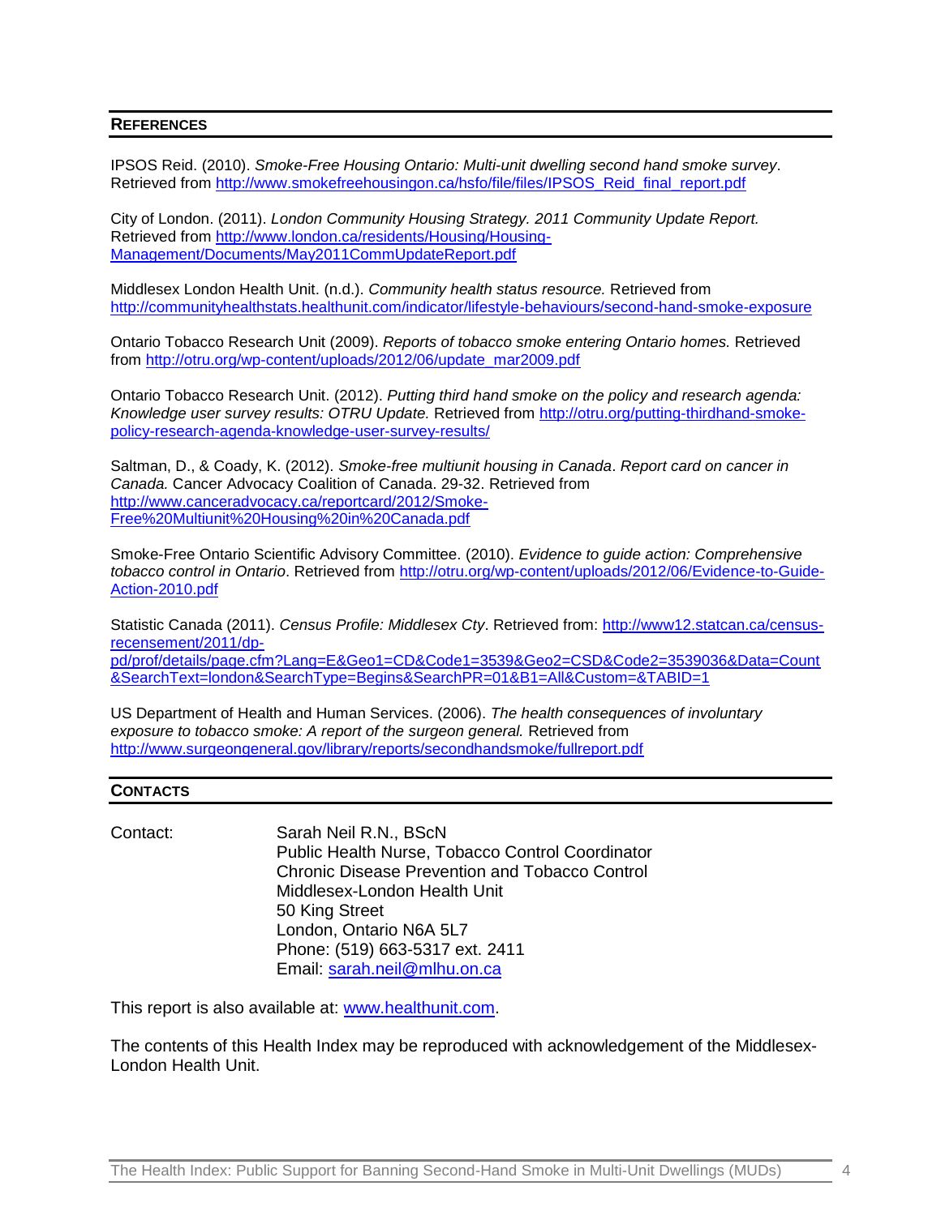## REFERENCES

IPSOS Reid. (2010). *Smoke-Free Housing Ontario: Multi-unit dwelling second hand smoke survey*. Retrieved from http://www.smokefreehousingon.ca/hsfo/file/files/IPSOS_Reid_final_report.pdf

City of London. (2011). *London Community Housing Strategy. 2011 Community Update Report.* Retrieved from http://www.london.ca/residents/Housing/Housing-Management/Documents/May2011CommUpdateReport.pdf

Middlesex London Health Unit. (n.d.). *Community health status resource.* Retrieved from http://communityhealthstats.healthunit.com/indicator/lifestyle-behaviours/second-hand-smoke-exposure

Ontario Tobacco Research Unit (2009). *Reports of tobacco smoke entering Ontario homes.* Retrieved from http://otru.org/wp-content/uploads/2012/06/update_mar2009.pdf

Ontario Tobacco Research Unit. (2012). *Putting third hand smoke on the policy and research agenda: Knowledge user survey results: OTRU Update.* Retrieved from http://otru.org/putting-thirdhand-smoke-policy-research-agenda-knowledge-user-survey-results/

Saltman, D., & Coady, K. (2012). *Smoke-free multiunit housing in Canada*. *Report card on cancer in Canada.* Cancer Advocacy Coalition of Canada. 29-32. Retrieved from http://www.canceradvocacy.ca/reportcard/2012/Smoke-Free%20Multiunit%20Housing%20in%20Canada.pdf

Smoke-Free Ontario Scientific Advisory Committee. (2010). *Evidence to guide action: Comprehensive tobacco control in Ontario*. Retrieved from http://otru.org/wp-content/uploads/2012/06/Evidence-to-Guide-Action-2010.pdf

Statistic Canada (2011). *Census Profile: Middlesex Cty*. Retrieved from: http://www12.statcan.ca/census-recensement/2011/dp-pd/prof/details/page.cfm?Lang=E&Geo1=CD&Code1=3539&Geo2=CSD&Code2=3539036&Data=Count&SearchText=london&SearchType=Begins&SearchPR=01&B1=All&Custom=&TABID=1

US Department of Health and Human Services. (2006). *The health consequences of involuntary exposure to tobacco smoke: A report of the surgeon general.* Retrieved from http://www.surgeongeneral.gov/library/reports/secondhandsmoke/fullreport.pdf

## CONTACTS

Contact:

Sarah Neil R.N., BScN
Public Health Nurse, Tobacco Control Coordinator
Chronic Disease Prevention and Tobacco Control
Middlesex-London Health Unit
50 King Street
London, Ontario N6A 5L7
Phone: (519) 663-5317 ext. 2411
Email: sarah.neil@mlhu.on.ca

This report is also available at: www.healthunit.com.

The contents of this Health Index may be reproduced with acknowledgement of the Middlesex-London Health Unit.